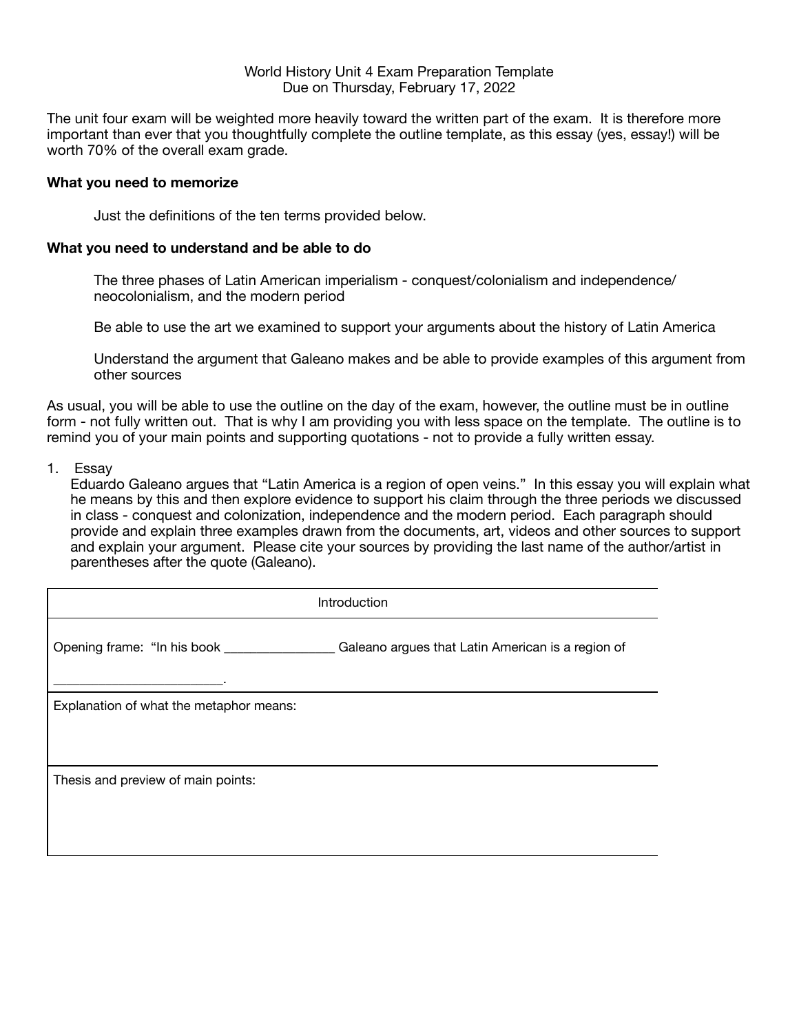World History Unit 4 Exam Preparation Template
Due on Thursday, February 17, 2022

The unit four exam will be weighted more heavily toward the written part of the exam. It is therefore more important than ever that you thoughtfully complete the outline template, as this essay (yes, essay!) will be worth 70% of the overall exam grade.

**What you need to memorize**

Just the definitions of the ten terms provided below.

**What you need to understand and be able to do**

The three phases of Latin American imperialism - conquest/colonialism and independence/ neocolonialism, and the modern period

Be able to use the art we examined to support your arguments about the history of Latin America

Understand the argument that Galeano makes and be able to provide examples of this argument from other sources

As usual, you will be able to use the outline on the day of the exam, however, the outline must be in outline form - not fully written out. That is why I am providing you with less space on the template. The outline is to remind you of your main points and supporting quotations - not to provide a fully written essay.

1. Essay
   Eduardo Galeano argues that "Latin America is a region of open veins." In this essay you will explain what he means by this and then explore evidence to support his claim through the three periods we discussed in class - conquest and colonization, independence and the modern period. Each paragraph should provide and explain three examples drawn from the documents, art, videos and other sources to support and explain your argument. Please cite your sources by providing the last name of the author/artist in parentheses after the quote (Galeano).

| Introduction |
|---|
| Opening frame: "In his book ________________ Galeano argues that Latin American is a region of ________________________. |
| Explanation of what the metaphor means: |
| Thesis and preview of main points: |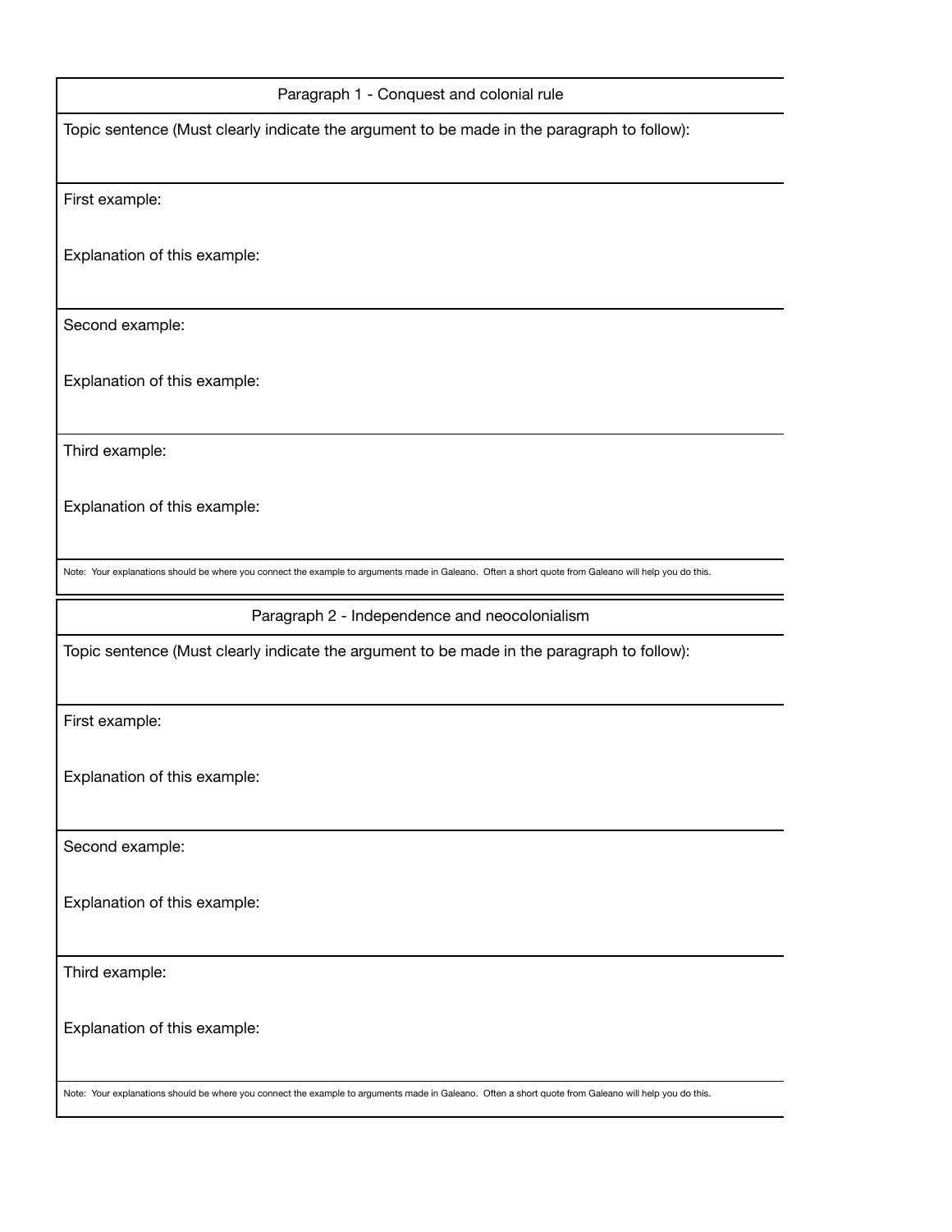## Paragraph 1 - Conquest and colonial rule

Topic sentence (Must clearly indicate the argument to be made in the paragraph to follow):

First example:

Explanation of this example:

Second example:

Explanation of this example:

Third example:

Explanation of this example:

Note: Your explanations should be where you connect the example to arguments made in Galeano. Often a short quote from Galeano will help you do this.

## Paragraph 2 - Independence and neocolonialism

Topic sentence (Must clearly indicate the argument to be made in the paragraph to follow):

First example:

Explanation of this example:

Second example:

Explanation of this example:

Third example:

Explanation of this example:

Note: Your explanations should be where you connect the example to arguments made in Galeano. Often a short quote from Galeano will help you do this.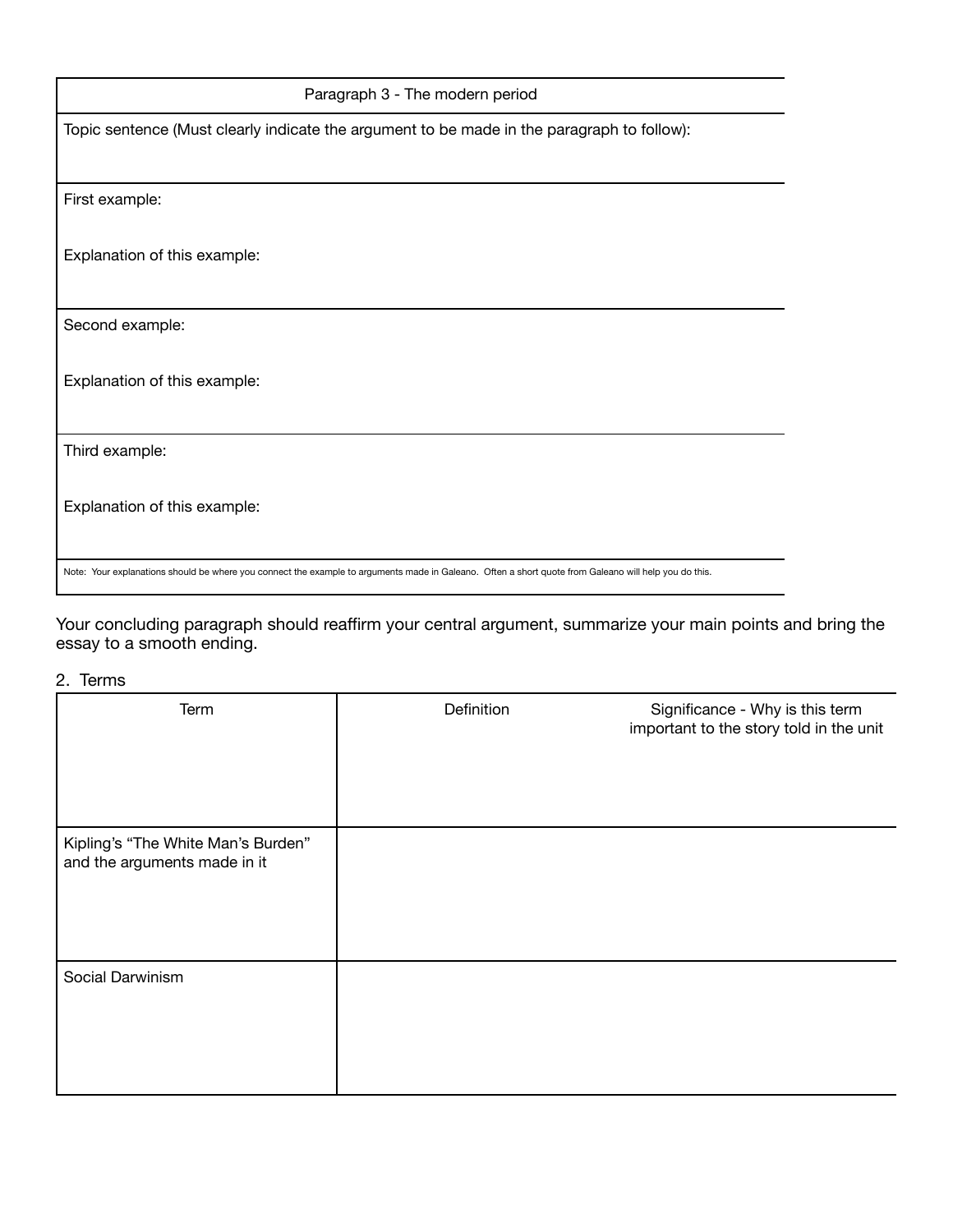| Paragraph 3 - The modern period |
| --- |
| Topic sentence (Must clearly indicate the argument to be made in the paragraph to follow): |
| First example:<br><br>Explanation of this example: |
| Second example:<br><br>Explanation of this example: |
| Third example:<br><br>Explanation of this example: |
| Note: Your explanations should be where you connect the example to arguments made in Galeano. Often a short quote from Galeano will help you do this. |

Your concluding paragraph should reaffirm your central argument, summarize your main points and bring the essay to a smooth ending.

2. Terms

| Term | Definition | Significance - Why is this term important to the story told in the unit |
| --- | --- | --- |
| Kipling's "The White Man's Burden" and the arguments made in it | | |
| Social Darwinism | | |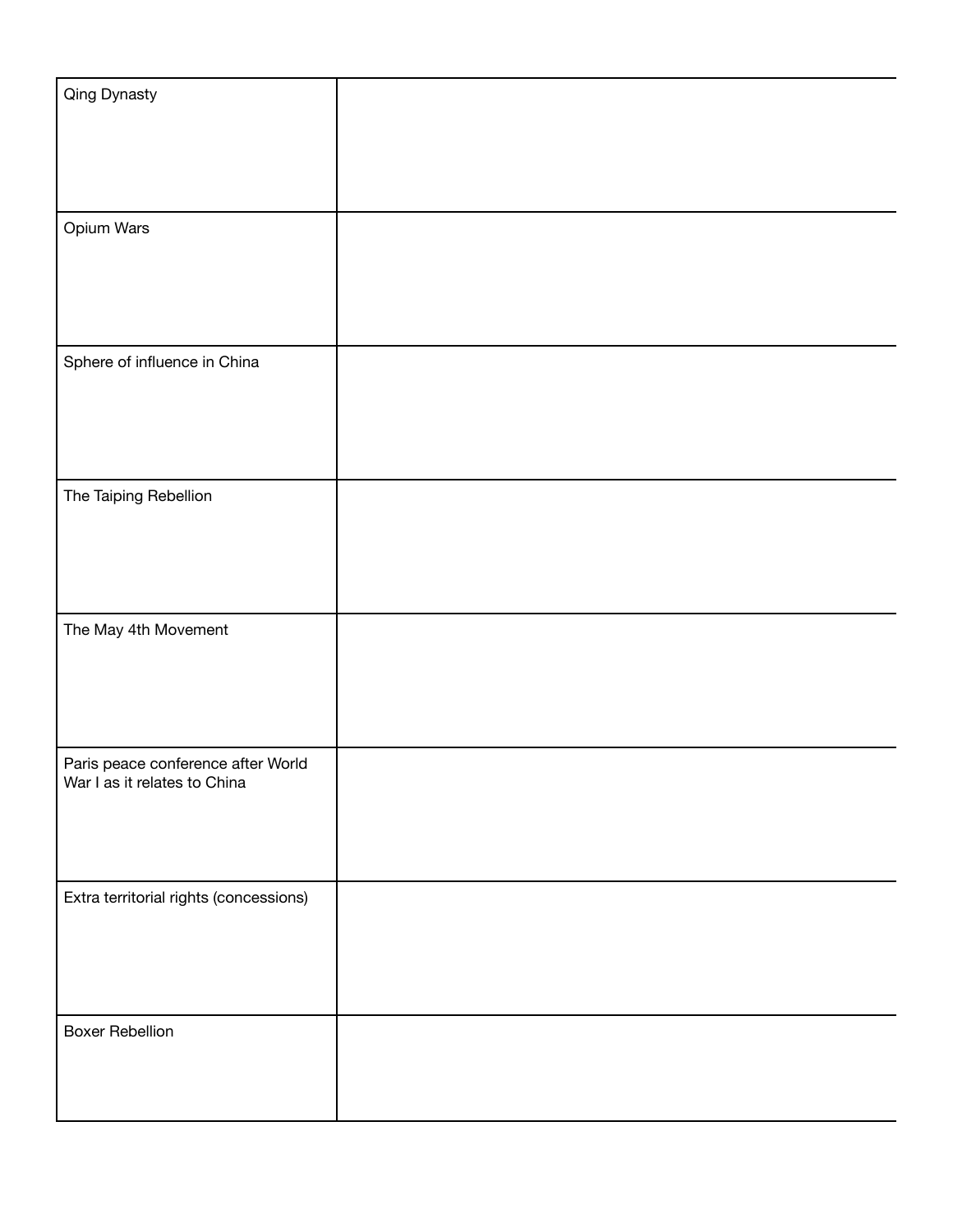| | |
|---|---|
| Qing Dynasty | |
| Opium Wars | |
| Sphere of influence in China | |
| The Taiping Rebellion | |
| The May 4th Movement | |
| Paris peace conference after World War I as it relates to China | |
| Extra territorial rights (concessions) | |
| Boxer Rebellion | |